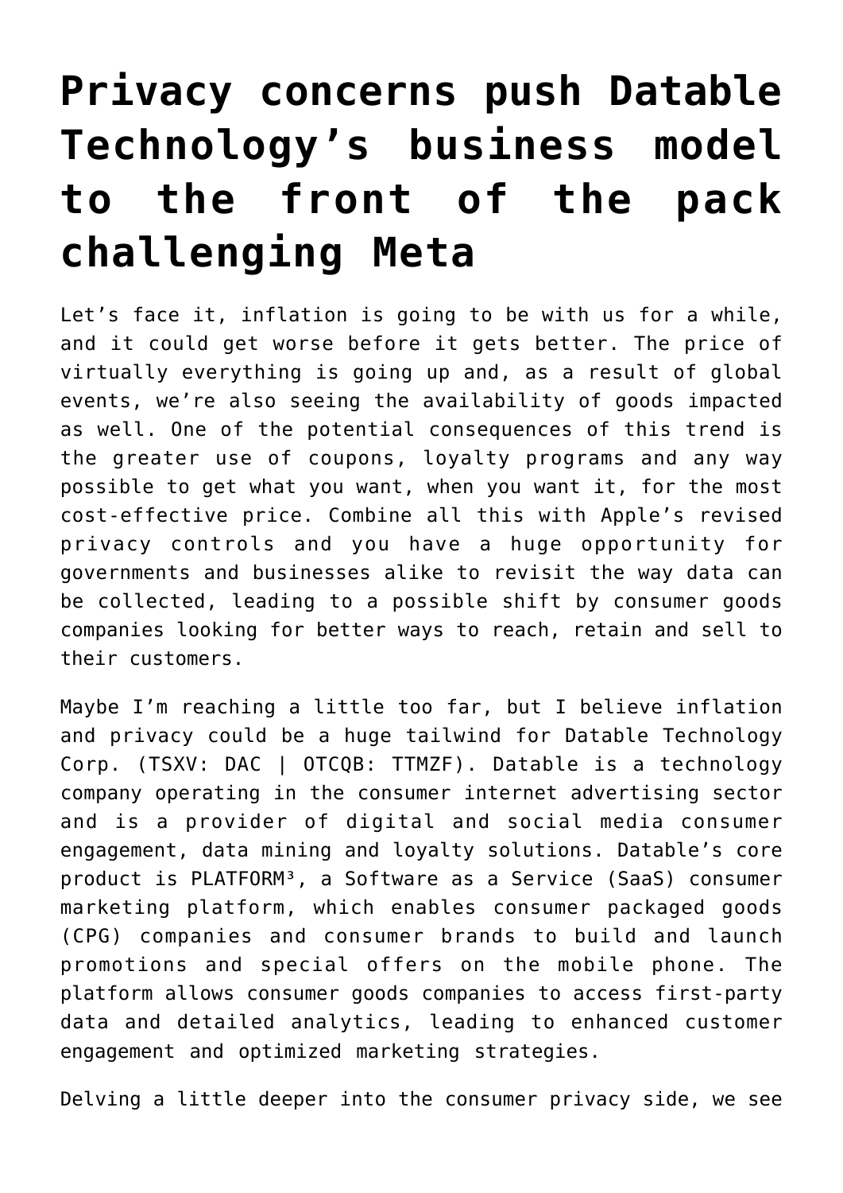# Privacy concerns push Datable Technology's business model to the front of the pack challenging Meta

Let's face it, inflation is going to be with us for a while, and it could get worse before it gets better. The price of virtually everything is going up and, as a result of global events, we're also seeing the availability of goods impacted as well. One of the potential consequences of this trend is the greater use of coupons, loyalty programs and any way possible to get what you want, when you want it, for the most cost-effective price. Combine all this with Apple's revised privacy controls and you have a huge opportunity for governments and businesses alike to revisit the way data can be collected, leading to a possible shift by consumer goods companies looking for better ways to reach, retain and sell to their customers.

Maybe I'm reaching a little too far, but I believe inflation and privacy could be a huge tailwind for Datable Technology Corp. (TSXV: DAC | OTCQB: TTMZF). Datable is a technology company operating in the consumer internet advertising sector and is a provider of digital and social media consumer engagement, data mining and loyalty solutions. Datable's core product is PLATFORM³, a Software as a Service (SaaS) consumer marketing platform, which enables consumer packaged goods (CPG) companies and consumer brands to build and launch promotions and special offers on the mobile phone. The platform allows consumer goods companies to access first-party data and detailed analytics, leading to enhanced customer engagement and optimized marketing strategies.

Delving a little deeper into the consumer privacy side, we see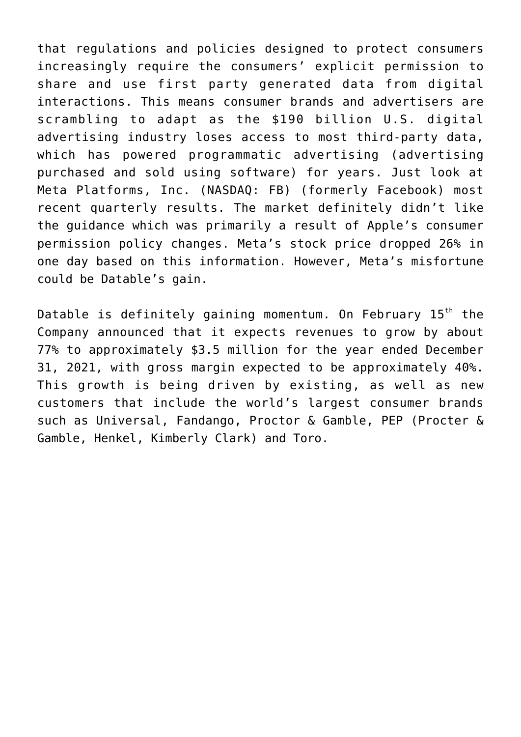that regulations and policies designed to protect consumers increasingly require the consumers' explicit permission to share and use first party generated data from digital interactions. This means consumer brands and advertisers are scrambling to adapt as the $190 billion U.S. digital advertising industry loses access to most third-party data, which has powered programmatic advertising (advertising purchased and sold using software) for years. Just look at Meta Platforms, Inc. (NASDAQ: FB) (formerly Facebook) most recent quarterly results. The market definitely didn't like the guidance which was primarily a result of Apple's consumer permission policy changes. Meta's stock price dropped 26% in one day based on this information. However, Meta's misfortune could be Datable's gain.

Datable is definitely gaining momentum. On February 15th the Company announced that it expects revenues to grow by about 77% to approximately $3.5 million for the year ended December 31, 2021, with gross margin expected to be approximately 40%. This growth is being driven by existing, as well as new customers that include the world's largest consumer brands such as Universal, Fandango, Proctor & Gamble, PEP (Procter & Gamble, Henkel, Kimberly Clark) and Toro.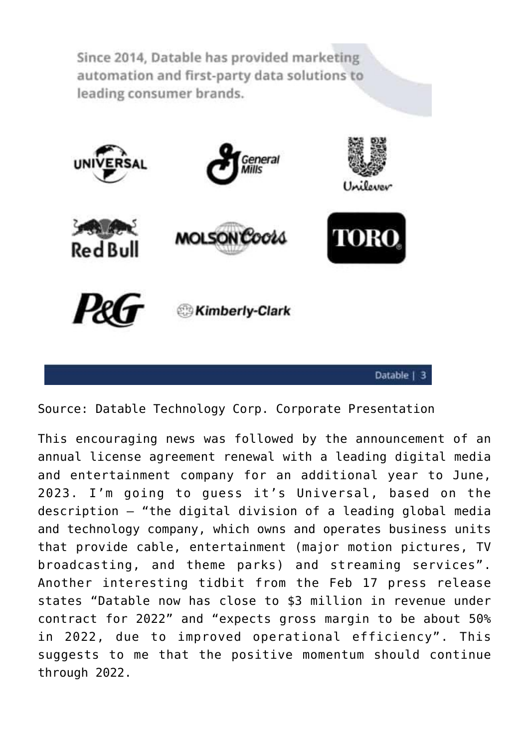Since 2014, Datable has provided marketing automation and first-party data solutions to leading consumer brands.

UNIVERSAL | General Mills | Unilever
Red Bull | MOLSON Coors | TORO
P&G | Kimberly-Clark

Source: Datable Technology Corp. Corporate Presentation

This encouraging news was followed by the announcement of an annual license agreement renewal with a leading digital media and entertainment company for an additional year to June, 2023. I'm going to guess it's Universal, based on the description – "the digital division of a leading global media and technology company, which owns and operates business units that provide cable, entertainment (major motion pictures, TV broadcasting, and theme parks) and streaming services". Another interesting tidbit from the Feb 17 press release states "Datable now has close to $3 million in revenue under contract for 2022" and "expects gross margin to be about 50% in 2022, due to improved operational efficiency". This suggests to me that the positive momentum should continue through 2022.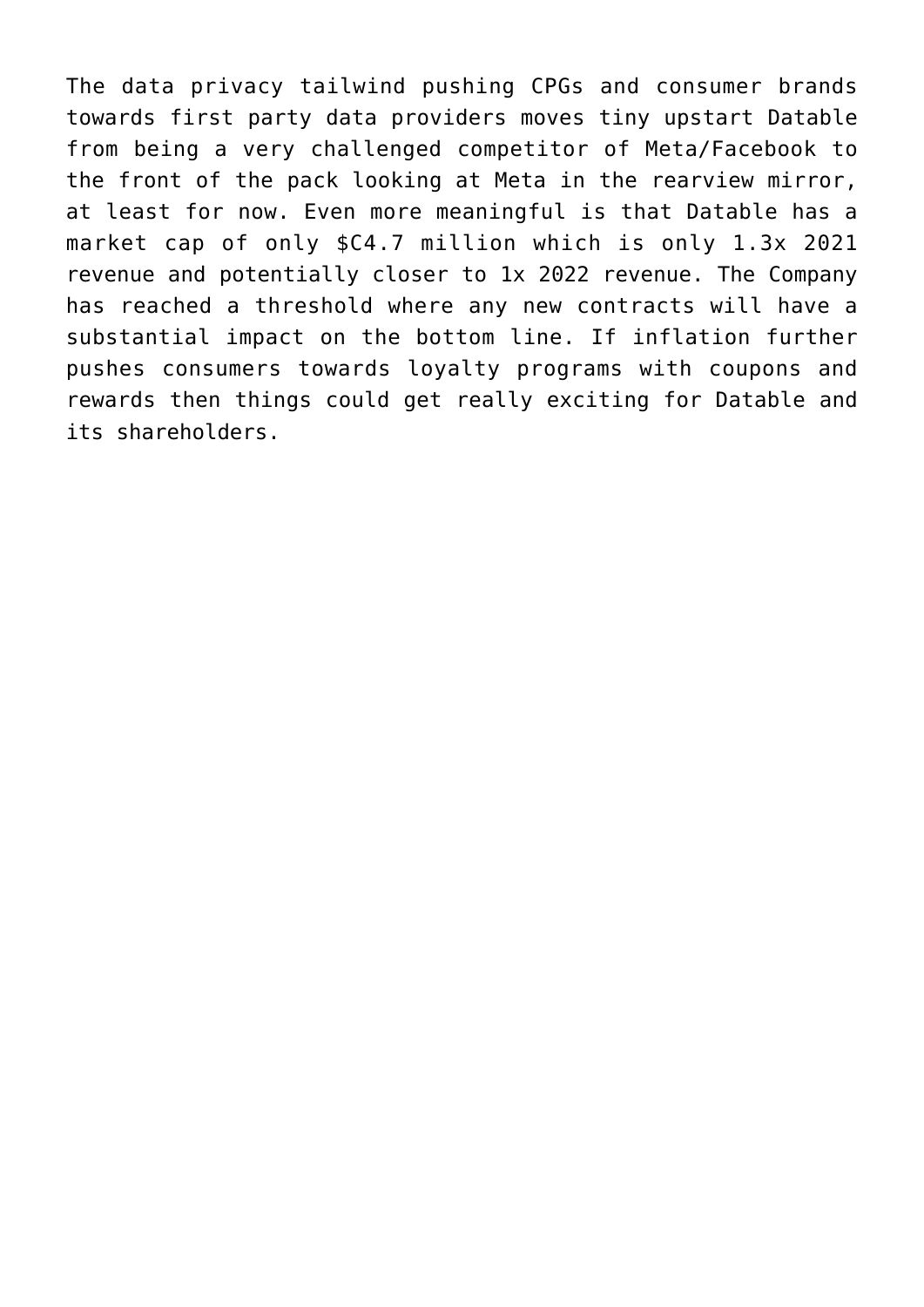The data privacy tailwind pushing CPGs and consumer brands towards first party data providers moves tiny upstart Datable from being a very challenged competitor of Meta/Facebook to the front of the pack looking at Meta in the rearview mirror, at least for now. Even more meaningful is that Datable has a market cap of only $C4.7 million which is only 1.3x 2021 revenue and potentially closer to 1x 2022 revenue. The Company has reached a threshold where any new contracts will have a substantial impact on the bottom line. If inflation further pushes consumers towards loyalty programs with coupons and rewards then things could get really exciting for Datable and its shareholders.